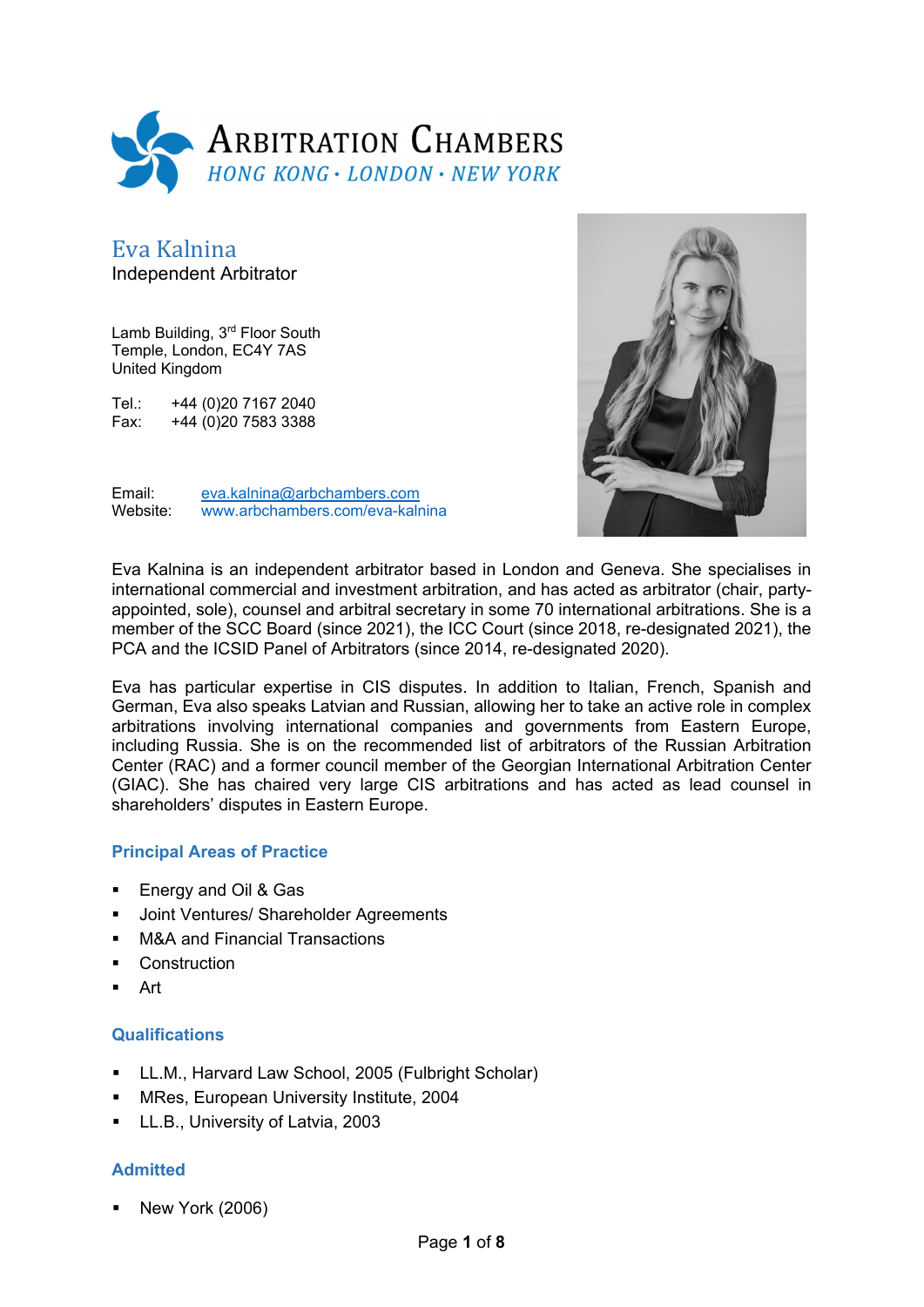# Arbitration Chambers

*HONG KONG · LONDON · NEW YORK*

## Eva Kalnina

Independent Arbitrator

Lamb Building, 3rd Floor South
Temple, London, EC4Y 7AS
United Kingdom

Tel.: +44 (0)20 7167 2040
Fax: +44 (0)20 7583 3388

Email: eva.kalnina@arbchambers.com
Website: www.arbchambers.com/eva-kalnina

Eva Kalnina is an independent arbitrator based in London and Geneva. She specialises in international commercial and investment arbitration, and has acted as arbitrator (chair, party-appointed, sole), counsel and arbitral secretary in some 70 international arbitrations. She is a member of the SCC Board (since 2021), the ICC Court (since 2018, re-designated 2021), the PCA and the ICSID Panel of Arbitrators (since 2014, re-designated 2020).

Eva has particular expertise in CIS disputes. In addition to Italian, French, Spanish and German, Eva also speaks Latvian and Russian, allowing her to take an active role in complex arbitrations involving international companies and governments from Eastern Europe, including Russia. She is on the recommended list of arbitrators of the Russian Arbitration Center (RAC) and a former council member of the Georgian International Arbitration Center (GIAC). She has chaired very large CIS arbitrations and has acted as lead counsel in shareholders' disputes in Eastern Europe.

### Principal Areas of Practice

- Energy and Oil & Gas
- Joint Ventures/ Shareholder Agreements
- M&A and Financial Transactions
- Construction
- Art

### Qualifications

- LL.M., Harvard Law School, 2005 (Fulbright Scholar)
- MRes, European University Institute, 2004
- LL.B., University of Latvia, 2003

### Admitted

- New York (2006)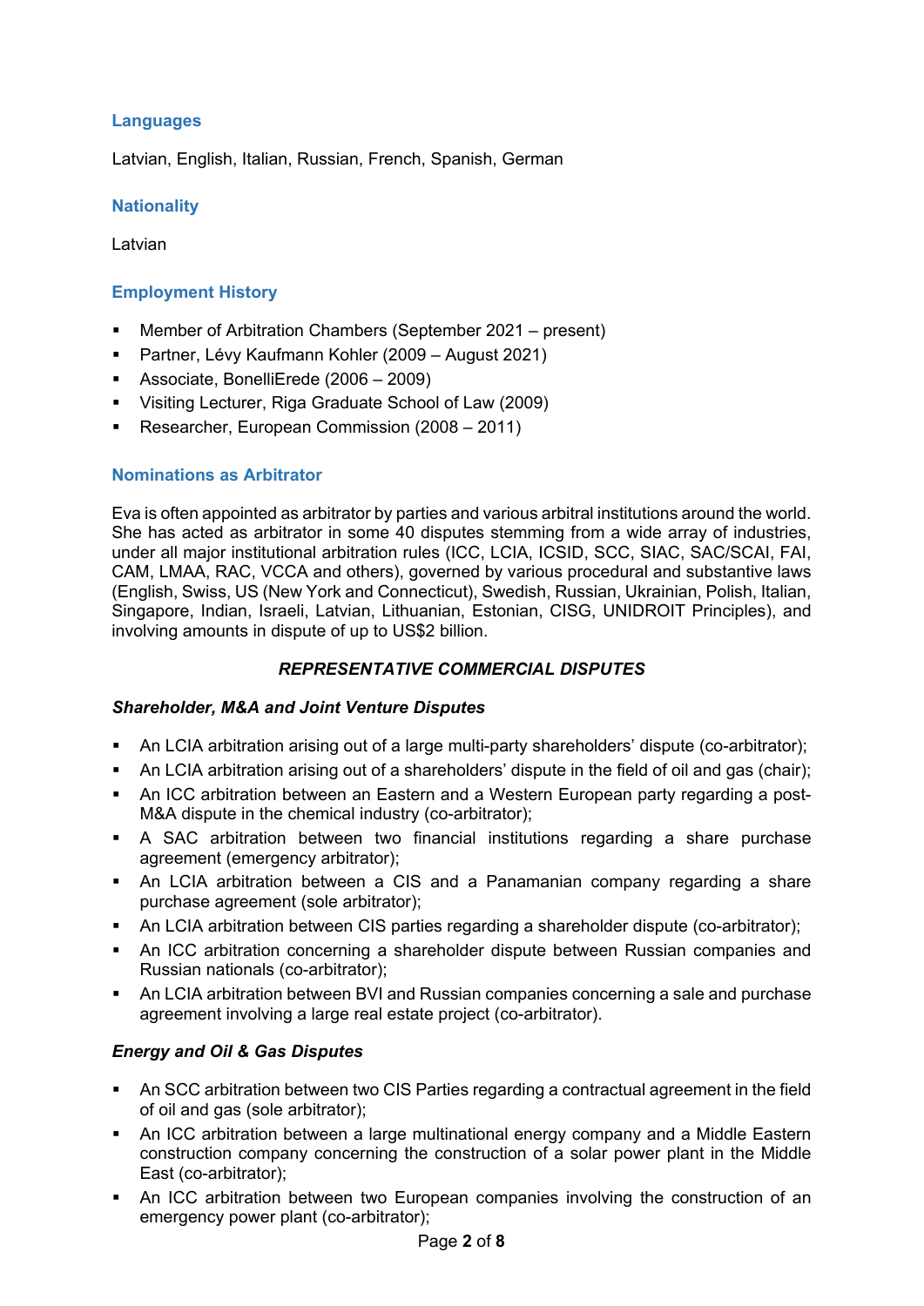## Languages

Latvian, English, Italian, Russian, French, Spanish, German

## Nationality

Latvian

## Employment History

- Member of Arbitration Chambers (September 2021 – present)
- Partner, Lévy Kaufmann Kohler (2009 – August 2021)
- Associate, BonelliErede (2006 – 2009)
- Visiting Lecturer, Riga Graduate School of Law (2009)
- Researcher, European Commission (2008 – 2011)

## Nominations as Arbitrator

Eva is often appointed as arbitrator by parties and various arbitral institutions around the world. She has acted as arbitrator in some 40 disputes stemming from a wide array of industries, under all major institutional arbitration rules (ICC, LCIA, ICSID, SCC, SIAC, SAC/SCAI, FAI, CAM, LMAA, RAC, VCCA and others), governed by various procedural and substantive laws (English, Swiss, US (New York and Connecticut), Swedish, Russian, Ukrainian, Polish, Italian, Singapore, Indian, Israeli, Latvian, Lithuanian, Estonian, CISG, UNIDROIT Principles), and involving amounts in dispute of up to US$2 billion.

### *REPRESENTATIVE COMMERCIAL DISPUTES*

#### *Shareholder, M&A and Joint Venture Disputes*

- An LCIA arbitration arising out of a large multi-party shareholders' dispute (co-arbitrator);
- An LCIA arbitration arising out of a shareholders' dispute in the field of oil and gas (chair);
- An ICC arbitration between an Eastern and a Western European party regarding a post-M&A dispute in the chemical industry (co-arbitrator);
- A SAC arbitration between two financial institutions regarding a share purchase agreement (emergency arbitrator);
- An LCIA arbitration between a CIS and a Panamanian company regarding a share purchase agreement (sole arbitrator);
- An LCIA arbitration between CIS parties regarding a shareholder dispute (co-arbitrator);
- An ICC arbitration concerning a shareholder dispute between Russian companies and Russian nationals (co-arbitrator);
- An LCIA arbitration between BVI and Russian companies concerning a sale and purchase agreement involving a large real estate project (co-arbitrator).

#### *Energy and Oil & Gas Disputes*

- An SCC arbitration between two CIS Parties regarding a contractual agreement in the field of oil and gas (sole arbitrator);
- An ICC arbitration between a large multinational energy company and a Middle Eastern construction company concerning the construction of a solar power plant in the Middle East (co-arbitrator);
- An ICC arbitration between two European companies involving the construction of an emergency power plant (co-arbitrator);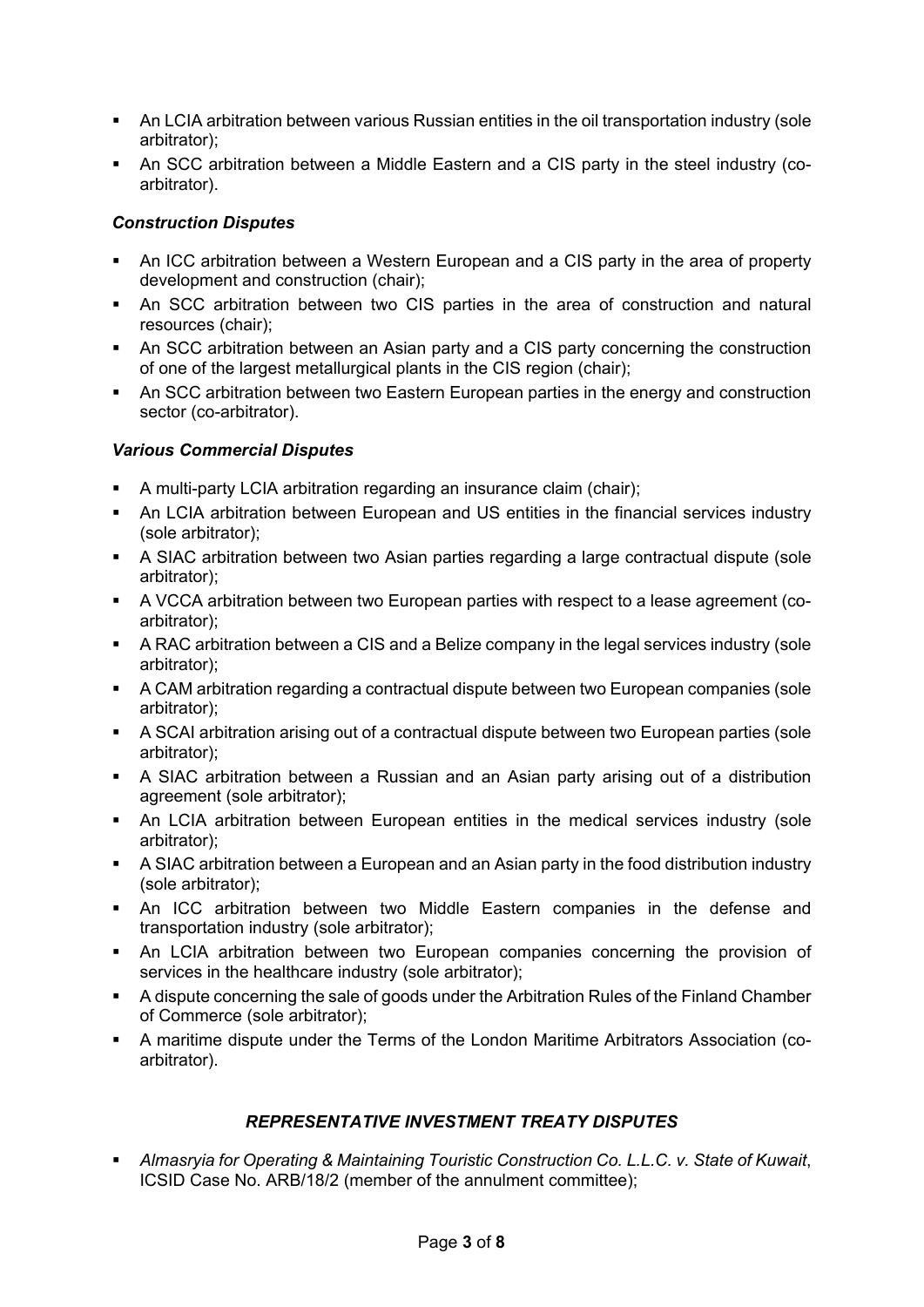- An LCIA arbitration between various Russian entities in the oil transportation industry (sole arbitrator);
- An SCC arbitration between a Middle Eastern and a CIS party in the steel industry (co-arbitrator).

### *Construction Disputes*

- An ICC arbitration between a Western European and a CIS party in the area of property development and construction (chair);
- An SCC arbitration between two CIS parties in the area of construction and natural resources (chair);
- An SCC arbitration between an Asian party and a CIS party concerning the construction of one of the largest metallurgical plants in the CIS region (chair);
- An SCC arbitration between two Eastern European parties in the energy and construction sector (co-arbitrator).

### *Various Commercial Disputes*

- A multi-party LCIA arbitration regarding an insurance claim (chair);
- An LCIA arbitration between European and US entities in the financial services industry (sole arbitrator);
- A SIAC arbitration between two Asian parties regarding a large contractual dispute (sole arbitrator);
- A VCCA arbitration between two European parties with respect to a lease agreement (co-arbitrator);
- A RAC arbitration between a CIS and a Belize company in the legal services industry (sole arbitrator);
- A CAM arbitration regarding a contractual dispute between two European companies (sole arbitrator);
- A SCAI arbitration arising out of a contractual dispute between two European parties (sole arbitrator);
- A SIAC arbitration between a Russian and an Asian party arising out of a distribution agreement (sole arbitrator);
- An LCIA arbitration between European entities in the medical services industry (sole arbitrator);
- A SIAC arbitration between a European and an Asian party in the food distribution industry (sole arbitrator);
- An ICC arbitration between two Middle Eastern companies in the defense and transportation industry (sole arbitrator);
- An LCIA arbitration between two European companies concerning the provision of services in the healthcare industry (sole arbitrator);
- A dispute concerning the sale of goods under the Arbitration Rules of the Finland Chamber of Commerce (sole arbitrator);
- A maritime dispute under the Terms of the London Maritime Arbitrators Association (co-arbitrator).

## *REPRESENTATIVE INVESTMENT TREATY DISPUTES*

- *Almasryia for Operating & Maintaining Touristic Construction Co. L.L.C. v. State of Kuwait*, ICSID Case No. ARB/18/2 (member of the annulment committee);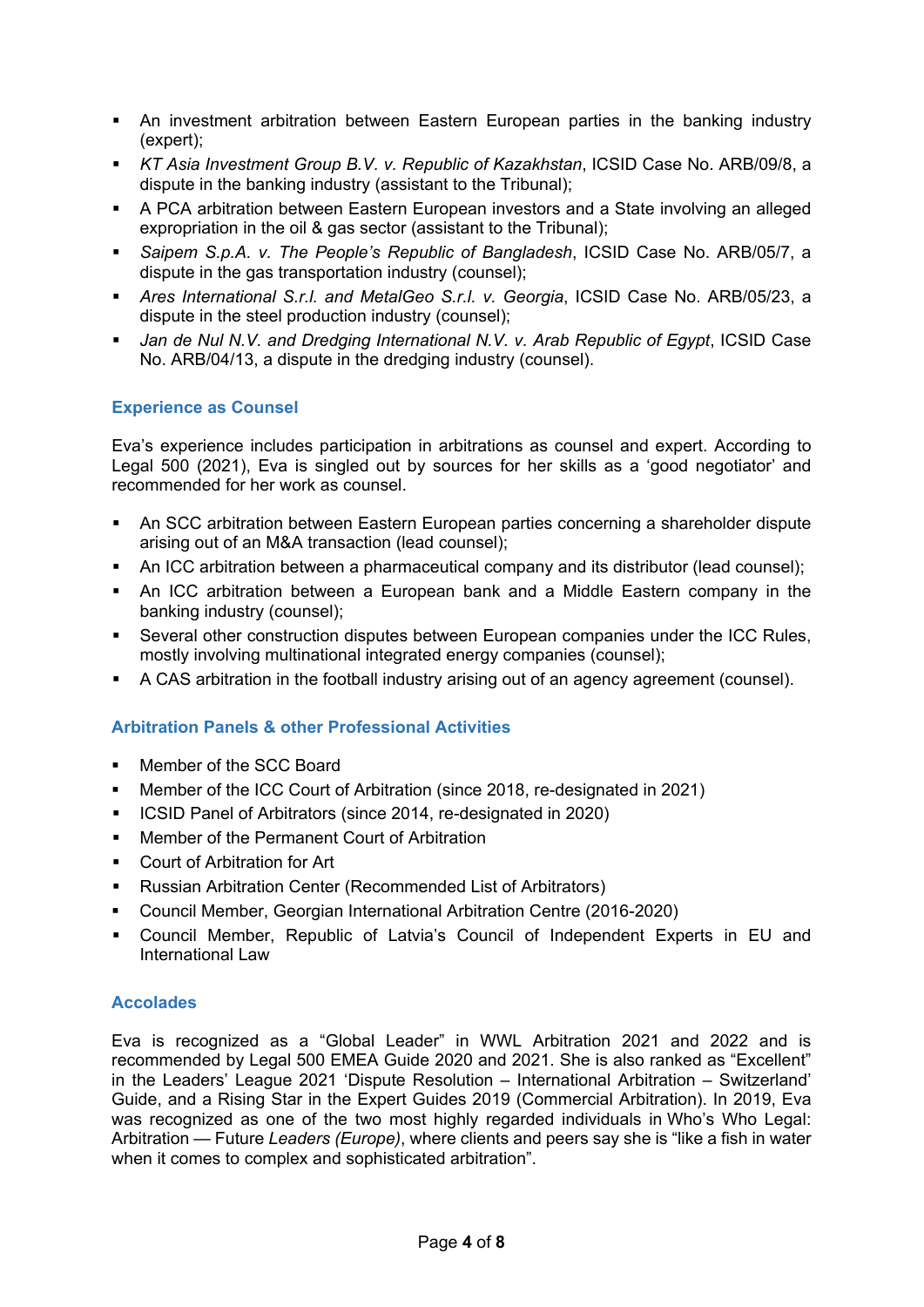- An investment arbitration between Eastern European parties in the banking industry (expert);
- *KT Asia Investment Group B.V. v. Republic of Kazakhstan*, ICSID Case No. ARB/09/8, a dispute in the banking industry (assistant to the Tribunal);
- A PCA arbitration between Eastern European investors and a State involving an alleged expropriation in the oil & gas sector (assistant to the Tribunal);
- *Saipem S.p.A. v. The People's Republic of Bangladesh*, ICSID Case No. ARB/05/7, a dispute in the gas transportation industry (counsel);
- *Ares International S.r.l. and MetalGeo S.r.l. v. Georgia*, ICSID Case No. ARB/05/23, a dispute in the steel production industry (counsel);
- *Jan de Nul N.V. and Dredging International N.V. v. Arab Republic of Egypt*, ICSID Case No. ARB/04/13, a dispute in the dredging industry (counsel).

## Experience as Counsel

Eva's experience includes participation in arbitrations as counsel and expert. According to Legal 500 (2021), Eva is singled out by sources for her skills as a 'good negotiator' and recommended for her work as counsel.

- An SCC arbitration between Eastern European parties concerning a shareholder dispute arising out of an M&A transaction (lead counsel);
- An ICC arbitration between a pharmaceutical company and its distributor (lead counsel);
- An ICC arbitration between a European bank and a Middle Eastern company in the banking industry (counsel);
- Several other construction disputes between European companies under the ICC Rules, mostly involving multinational integrated energy companies (counsel);
- A CAS arbitration in the football industry arising out of an agency agreement (counsel).

## Arbitration Panels & other Professional Activities

- Member of the SCC Board
- Member of the ICC Court of Arbitration (since 2018, re-designated in 2021)
- ICSID Panel of Arbitrators (since 2014, re-designated in 2020)
- Member of the Permanent Court of Arbitration
- Court of Arbitration for Art
- Russian Arbitration Center (Recommended List of Arbitrators)
- Council Member, Georgian International Arbitration Centre (2016-2020)
- Council Member, Republic of Latvia's Council of Independent Experts in EU and International Law

## Accolades

Eva is recognized as a "Global Leader" in WWL Arbitration 2021 and 2022 and is recommended by Legal 500 EMEA Guide 2020 and 2021. She is also ranked as "Excellent" in the Leaders' League 2021 'Dispute Resolution – International Arbitration – Switzerland' Guide, and a Rising Star in the Expert Guides 2019 (Commercial Arbitration). In 2019, Eva was recognized as one of the two most highly regarded individuals in Who's Who Legal: Arbitration — Future *Leaders (Europe)*, where clients and peers say she is "like a fish in water when it comes to complex and sophisticated arbitration".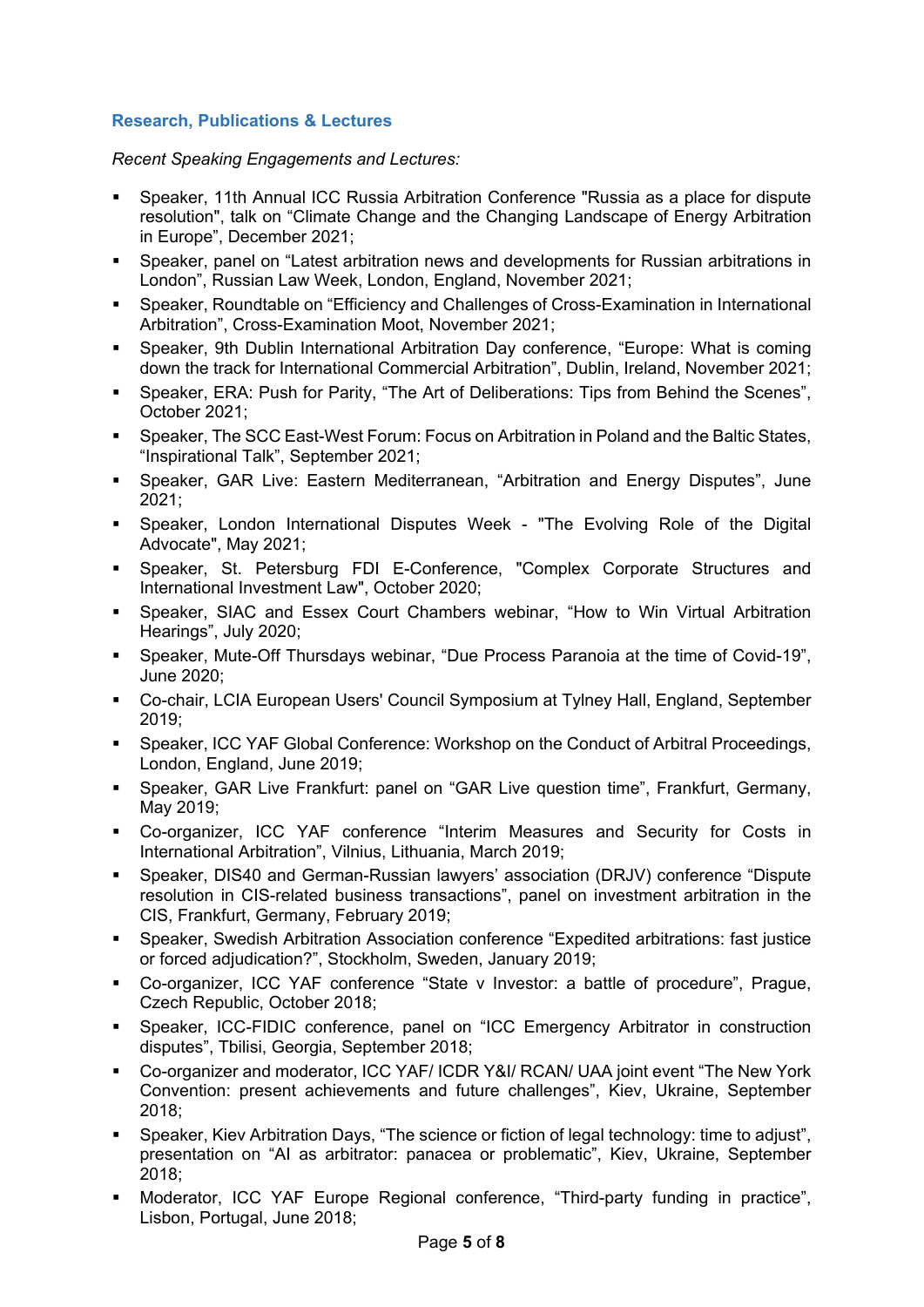## Research, Publications & Lectures

*Recent Speaking Engagements and Lectures:*

- Speaker, 11th Annual ICC Russia Arbitration Conference "Russia as a place for dispute resolution", talk on "Climate Change and the Changing Landscape of Energy Arbitration in Europe", December 2021;
- Speaker, panel on "Latest arbitration news and developments for Russian arbitrations in London", Russian Law Week, London, England, November 2021;
- Speaker, Roundtable on "Efficiency and Challenges of Cross-Examination in International Arbitration", Cross-Examination Moot, November 2021;
- Speaker, 9th Dublin International Arbitration Day conference, "Europe: What is coming down the track for International Commercial Arbitration", Dublin, Ireland, November 2021;
- Speaker, ERA: Push for Parity, "The Art of Deliberations: Tips from Behind the Scenes", October 2021;
- Speaker, The SCC East-West Forum: Focus on Arbitration in Poland and the Baltic States, "Inspirational Talk", September 2021;
- Speaker, GAR Live: Eastern Mediterranean, "Arbitration and Energy Disputes", June 2021;
- Speaker, London International Disputes Week - "The Evolving Role of the Digital Advocate", May 2021;
- Speaker, St. Petersburg FDI E-Conference, "Complex Corporate Structures and International Investment Law", October 2020;
- Speaker, SIAC and Essex Court Chambers webinar, "How to Win Virtual Arbitration Hearings", July 2020;
- Speaker, Mute-Off Thursdays webinar, "Due Process Paranoia at the time of Covid-19", June 2020;
- Co-chair, LCIA European Users' Council Symposium at Tylney Hall, England, September 2019;
- Speaker, ICC YAF Global Conference: Workshop on the Conduct of Arbitral Proceedings, London, England, June 2019;
- Speaker, GAR Live Frankfurt: panel on "GAR Live question time", Frankfurt, Germany, May 2019;
- Co-organizer, ICC YAF conference "Interim Measures and Security for Costs in International Arbitration", Vilnius, Lithuania, March 2019;
- Speaker, DIS40 and German-Russian lawyers' association (DRJV) conference "Dispute resolution in CIS-related business transactions", panel on investment arbitration in the CIS, Frankfurt, Germany, February 2019;
- Speaker, Swedish Arbitration Association conference "Expedited arbitrations: fast justice or forced adjudication?", Stockholm, Sweden, January 2019;
- Co-organizer, ICC YAF conference "State v Investor: a battle of procedure", Prague, Czech Republic, October 2018;
- Speaker, ICC-FIDIC conference, panel on "ICC Emergency Arbitrator in construction disputes", Tbilisi, Georgia, September 2018;
- Co-organizer and moderator, ICC YAF/ ICDR Y&I/ RCAN/ UAA joint event "The New York Convention: present achievements and future challenges", Kiev, Ukraine, September 2018;
- Speaker, Kiev Arbitration Days, "The science or fiction of legal technology: time to adjust", presentation on "AI as arbitrator: panacea or problematic", Kiev, Ukraine, September 2018;
- Moderator, ICC YAF Europe Regional conference, "Third-party funding in practice", Lisbon, Portugal, June 2018;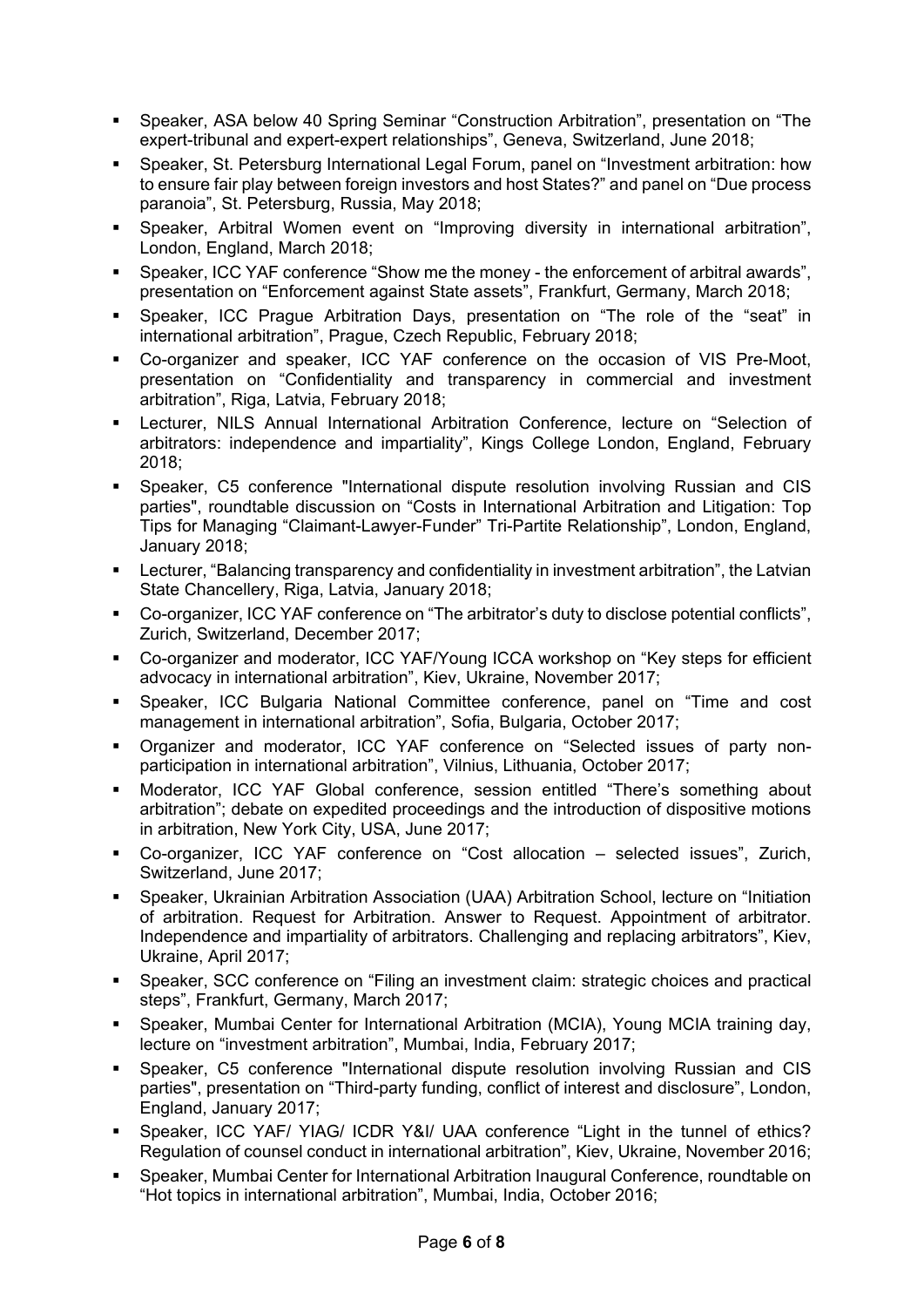- Speaker, ASA below 40 Spring Seminar "Construction Arbitration", presentation on "The expert-tribunal and expert-expert relationships", Geneva, Switzerland, June 2018;
- Speaker, St. Petersburg International Legal Forum, panel on "Investment arbitration: how to ensure fair play between foreign investors and host States?" and panel on "Due process paranoia", St. Petersburg, Russia, May 2018;
- Speaker, Arbitral Women event on "Improving diversity in international arbitration", London, England, March 2018;
- Speaker, ICC YAF conference "Show me the money - the enforcement of arbitral awards", presentation on "Enforcement against State assets", Frankfurt, Germany, March 2018;
- Speaker, ICC Prague Arbitration Days, presentation on "The role of the "seat" in international arbitration", Prague, Czech Republic, February 2018;
- Co-organizer and speaker, ICC YAF conference on the occasion of VIS Pre-Moot, presentation on "Confidentiality and transparency in commercial and investment arbitration", Riga, Latvia, February 2018;
- Lecturer, NILS Annual International Arbitration Conference, lecture on "Selection of arbitrators: independence and impartiality", Kings College London, England, February 2018;
- Speaker, C5 conference "International dispute resolution involving Russian and CIS parties", roundtable discussion on "Costs in International Arbitration and Litigation: Top Tips for Managing "Claimant-Lawyer-Funder" Tri-Partite Relationship", London, England, January 2018;
- Lecturer, "Balancing transparency and confidentiality in investment arbitration", the Latvian State Chancellery, Riga, Latvia, January 2018;
- Co-organizer, ICC YAF conference on "The arbitrator's duty to disclose potential conflicts", Zurich, Switzerland, December 2017;
- Co-organizer and moderator, ICC YAF/Young ICCA workshop on "Key steps for efficient advocacy in international arbitration", Kiev, Ukraine, November 2017;
- Speaker, ICC Bulgaria National Committee conference, panel on "Time and cost management in international arbitration", Sofia, Bulgaria, October 2017;
- Organizer and moderator, ICC YAF conference on "Selected issues of party non-participation in international arbitration", Vilnius, Lithuania, October 2017;
- Moderator, ICC YAF Global conference, session entitled "There's something about arbitration"; debate on expedited proceedings and the introduction of dispositive motions in arbitration, New York City, USA, June 2017;
- Co-organizer, ICC YAF conference on "Cost allocation – selected issues", Zurich, Switzerland, June 2017;
- Speaker, Ukrainian Arbitration Association (UAA) Arbitration School, lecture on "Initiation of arbitration. Request for Arbitration. Answer to Request. Appointment of arbitrator. Independence and impartiality of arbitrators. Challenging and replacing arbitrators", Kiev, Ukraine, April 2017;
- Speaker, SCC conference on "Filing an investment claim: strategic choices and practical steps", Frankfurt, Germany, March 2017;
- Speaker, Mumbai Center for International Arbitration (MCIA), Young MCIA training day, lecture on "investment arbitration", Mumbai, India, February 2017;
- Speaker, C5 conference "International dispute resolution involving Russian and CIS parties", presentation on "Third-party funding, conflict of interest and disclosure", London, England, January 2017;
- Speaker, ICC YAF/ YIAG/ ICDR Y&I/ UAA conference "Light in the tunnel of ethics? Regulation of counsel conduct in international arbitration", Kiev, Ukraine, November 2016;
- Speaker, Mumbai Center for International Arbitration Inaugural Conference, roundtable on "Hot topics in international arbitration", Mumbai, India, October 2016;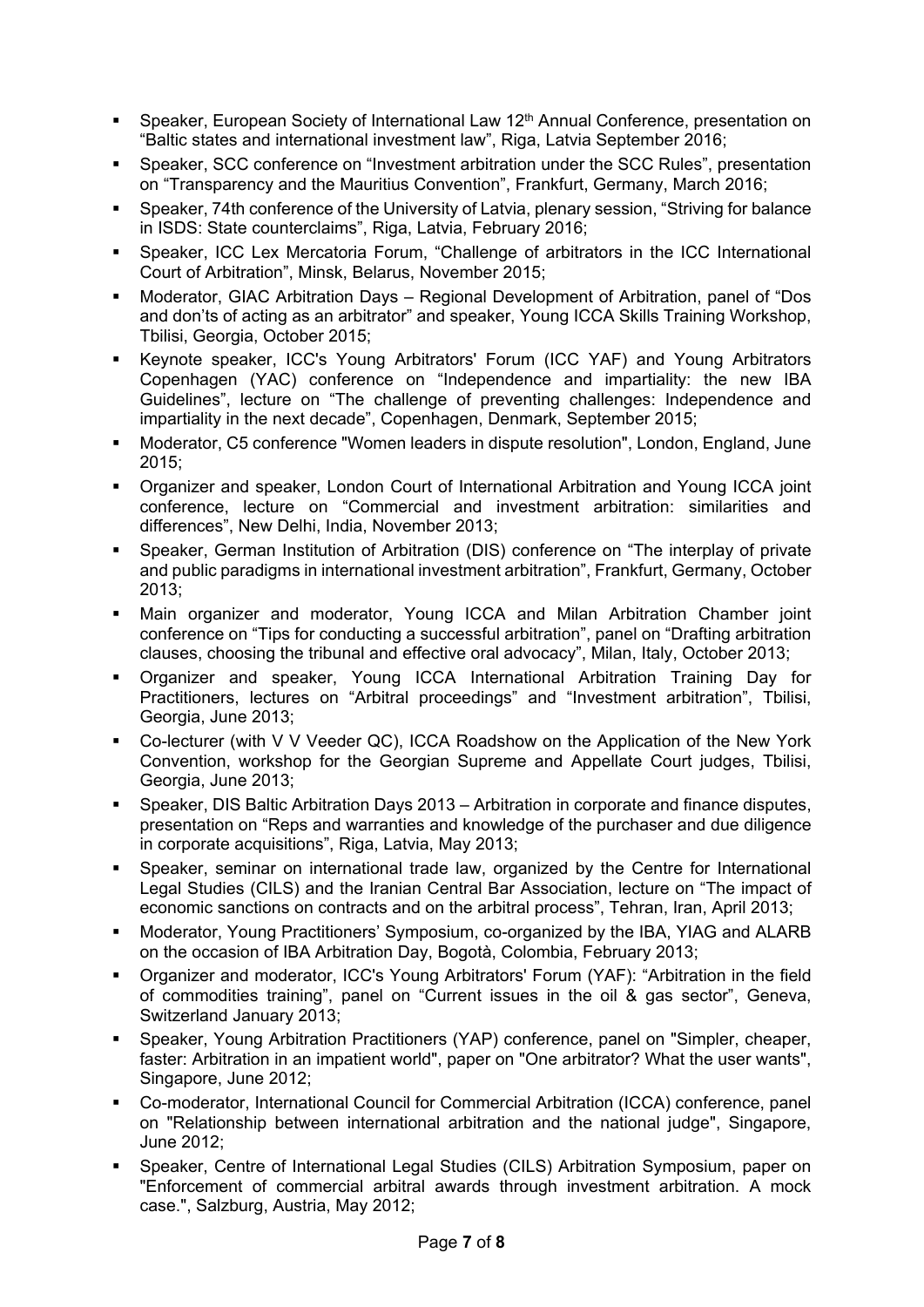- Speaker, European Society of International Law 12th Annual Conference, presentation on "Baltic states and international investment law", Riga, Latvia September 2016;
- Speaker, SCC conference on "Investment arbitration under the SCC Rules", presentation on "Transparency and the Mauritius Convention", Frankfurt, Germany, March 2016;
- Speaker, 74th conference of the University of Latvia, plenary session, "Striving for balance in ISDS: State counterclaims", Riga, Latvia, February 2016;
- Speaker, ICC Lex Mercatoria Forum, "Challenge of arbitrators in the ICC International Court of Arbitration", Minsk, Belarus, November 2015;
- Moderator, GIAC Arbitration Days – Regional Development of Arbitration, panel of "Dos and don'ts of acting as an arbitrator" and speaker, Young ICCA Skills Training Workshop, Tbilisi, Georgia, October 2015;
- Keynote speaker, ICC's Young Arbitrators' Forum (ICC YAF) and Young Arbitrators Copenhagen (YAC) conference on "Independence and impartiality: the new IBA Guidelines", lecture on "The challenge of preventing challenges: Independence and impartiality in the next decade", Copenhagen, Denmark, September 2015;
- Moderator, C5 conference "Women leaders in dispute resolution", London, England, June 2015;
- Organizer and speaker, London Court of International Arbitration and Young ICCA joint conference, lecture on "Commercial and investment arbitration: similarities and differences", New Delhi, India, November 2013;
- Speaker, German Institution of Arbitration (DIS) conference on "The interplay of private and public paradigms in international investment arbitration", Frankfurt, Germany, October 2013;
- Main organizer and moderator, Young ICCA and Milan Arbitration Chamber joint conference on "Tips for conducting a successful arbitration", panel on "Drafting arbitration clauses, choosing the tribunal and effective oral advocacy", Milan, Italy, October 2013;
- Organizer and speaker, Young ICCA International Arbitration Training Day for Practitioners, lectures on "Arbitral proceedings" and "Investment arbitration", Tbilisi, Georgia, June 2013;
- Co-lecturer (with V V Veeder QC), ICCA Roadshow on the Application of the New York Convention, workshop for the Georgian Supreme and Appellate Court judges, Tbilisi, Georgia, June 2013;
- Speaker, DIS Baltic Arbitration Days 2013 – Arbitration in corporate and finance disputes, presentation on "Reps and warranties and knowledge of the purchaser and due diligence in corporate acquisitions", Riga, Latvia, May 2013;
- Speaker, seminar on international trade law, organized by the Centre for International Legal Studies (CILS) and the Iranian Central Bar Association, lecture on "The impact of economic sanctions on contracts and on the arbitral process", Tehran, Iran, April 2013;
- Moderator, Young Practitioners' Symposium, co-organized by the IBA, YIAG and ALARB on the occasion of IBA Arbitration Day, Bogotà, Colombia, February 2013;
- Organizer and moderator, ICC's Young Arbitrators' Forum (YAF): "Arbitration in the field of commodities training", panel on "Current issues in the oil & gas sector", Geneva, Switzerland January 2013;
- Speaker, Young Arbitration Practitioners (YAP) conference, panel on "Simpler, cheaper, faster: Arbitration in an impatient world", paper on "One arbitrator? What the user wants", Singapore, June 2012;
- Co-moderator, International Council for Commercial Arbitration (ICCA) conference, panel on "Relationship between international arbitration and the national judge", Singapore, June 2012;
- Speaker, Centre of International Legal Studies (CILS) Arbitration Symposium, paper on "Enforcement of commercial arbitral awards through investment arbitration. A mock case.", Salzburg, Austria, May 2012;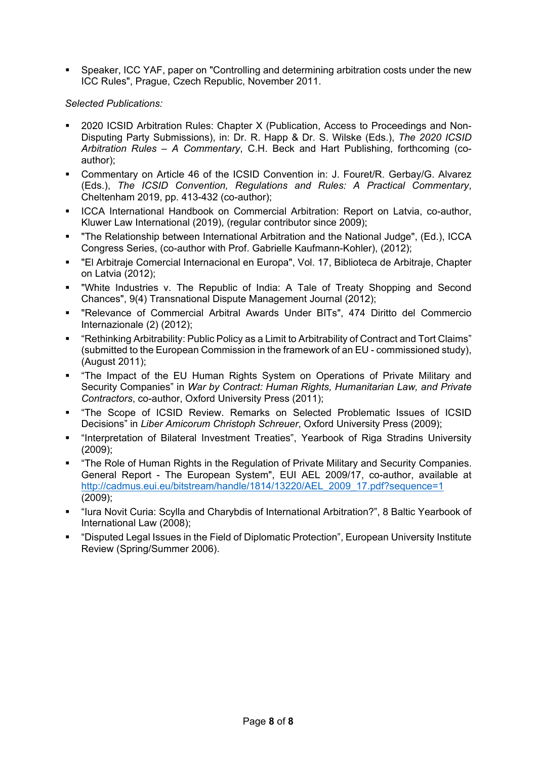- Speaker, ICC YAF, paper on "Controlling and determining arbitration costs under the new ICC Rules", Prague, Czech Republic, November 2011.

*Selected Publications:*

- 2020 ICSID Arbitration Rules: Chapter X (Publication, Access to Proceedings and Non-Disputing Party Submissions), in: Dr. R. Happ & Dr. S. Wilske (Eds.), *The 2020 ICSID Arbitration Rules – A Commentary*, C.H. Beck and Hart Publishing, forthcoming (co-author);
- Commentary on Article 46 of the ICSID Convention in: J. Fouret/R. Gerbay/G. Alvarez (Eds.), *The ICSID Convention, Regulations and Rules: A Practical Commentary*, Cheltenham 2019, pp. 413-432 (co-author);
- ICCA International Handbook on Commercial Arbitration: Report on Latvia, co-author, Kluwer Law International (2019), (regular contributor since 2009);
- "The Relationship between International Arbitration and the National Judge", (Ed.), ICCA Congress Series, (co-author with Prof. Gabrielle Kaufmann-Kohler), (2012);
- "El Arbitraje Comercial Internacional en Europa", Vol. 17, Biblioteca de Arbitraje, Chapter on Latvia (2012);
- "White Industries v. The Republic of India: A Tale of Treaty Shopping and Second Chances", 9(4) Transnational Dispute Management Journal (2012);
- "Relevance of Commercial Arbitral Awards Under BITs", 474 Diritto del Commercio Internazionale (2) (2012);
- “Rethinking Arbitrability: Public Policy as a Limit to Arbitrability of Contract and Tort Claims” (submitted to the European Commission in the framework of an EU - commissioned study), (August 2011);
- “The Impact of the EU Human Rights System on Operations of Private Military and Security Companies” in *War by Contract: Human Rights, Humanitarian Law, and Private Contractors*, co-author, Oxford University Press (2011);
- “The Scope of ICSID Review. Remarks on Selected Problematic Issues of ICSID Decisions” in *Liber Amicorum Christoph Schreuer*, Oxford University Press (2009);
- “Interpretation of Bilateral Investment Treaties”, Yearbook of Riga Stradins University (2009);
- “The Role of Human Rights in the Regulation of Private Military and Security Companies. General Report - The European System", EUI AEL 2009/17, co-author, available at http://cadmus.eui.eu/bitstream/handle/1814/13220/AEL_2009_17.pdf?sequence=1 (2009);
- “Iura Novit Curia: Scylla and Charybdis of International Arbitration?”, 8 Baltic Yearbook of International Law (2008);
- “Disputed Legal Issues in the Field of Diplomatic Protection”, European University Institute Review (Spring/Summer 2006).